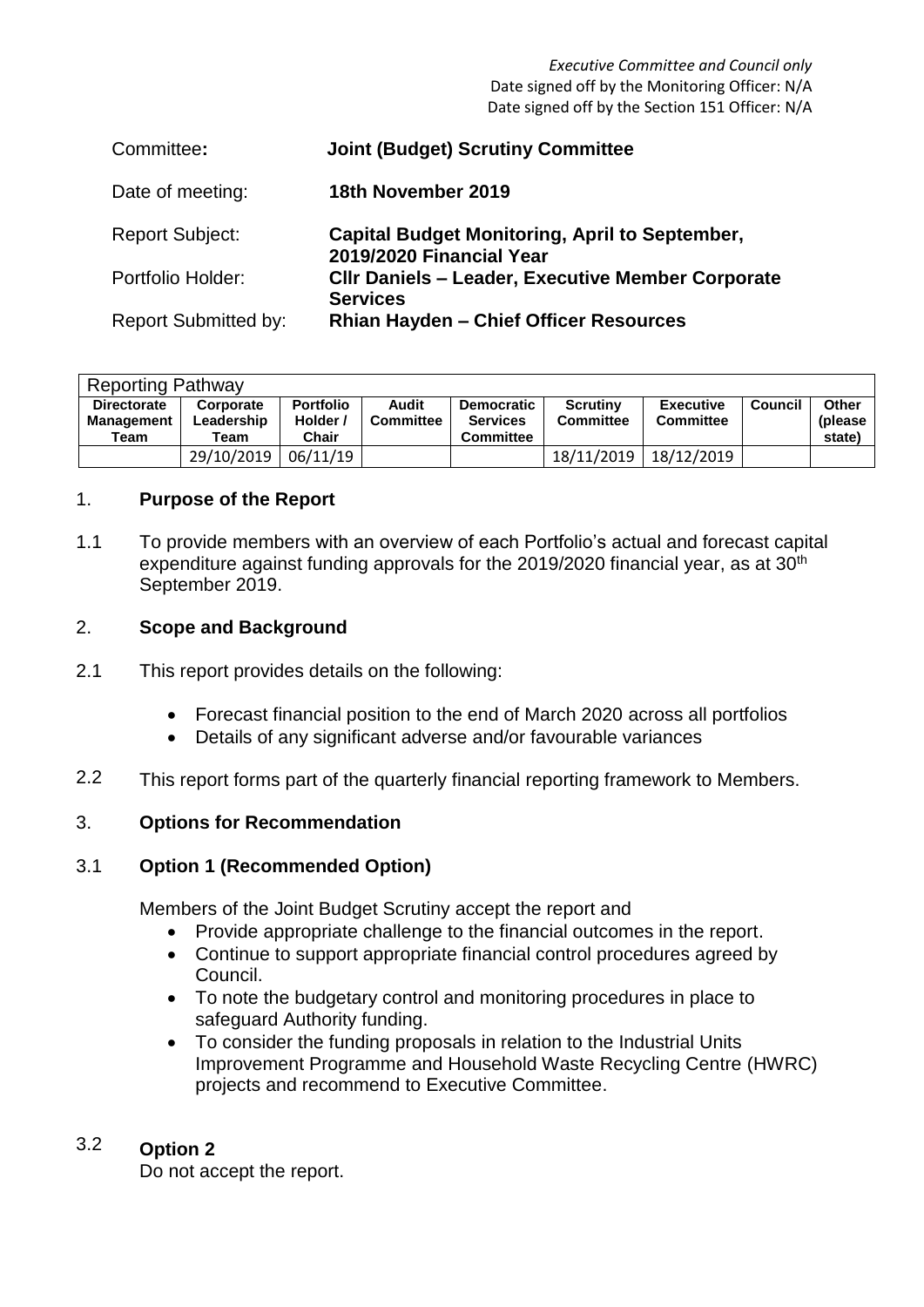*Executive Committee and Council only*
Date signed off by the Monitoring Officer: N/A
Date signed off by the Section 151 Officer: N/A

| | |
|---|---|
| Committee**:** | **Joint (Budget) Scrutiny Committee** |
| Date of meeting: | **18th November 2019** |
| Report Subject: | **Capital Budget Monitoring, April to September, 2019/2020 Financial Year** |
| Portfolio Holder: | **Cllr Daniels – Leader, Executive Member Corporate Services** |
| Report Submitted by: | **Rhian Hayden – Chief Officer Resources** |

| Reporting Pathway | | | | | | | | |
|---|---|---|---|---|---|---|---|---|
| **Directorate Management Team** | **Corporate Leadership Team** | **Portfolio Holder / Chair** | **Audit Committee** | **Democratic Services Committee** | **Scrutiny Committee** | **Executive Committee** | **Council** | **Other (please state)** |
| | 29/10/2019 | 06/11/19 | | | 18/11/2019 | 18/12/2019 | | |

## 1. Purpose of the Report

1.1 To provide members with an overview of each Portfolio's actual and forecast capital expenditure against funding approvals for the 2019/2020 financial year, as at 30th September 2019.

## 2. Scope and Background

2.1 This report provides details on the following:

- Forecast financial position to the end of March 2020 across all portfolios
- Details of any significant adverse and/or favourable variances

2.2 This report forms part of the quarterly financial reporting framework to Members.

## 3. Options for Recommendation

### 3.1 Option 1 (Recommended Option)

Members of the Joint Budget Scrutiny accept the report and

- Provide appropriate challenge to the financial outcomes in the report.
- Continue to support appropriate financial control procedures agreed by Council.
- To note the budgetary control and monitoring procedures in place to safeguard Authority funding.
- To consider the funding proposals in relation to the Industrial Units Improvement Programme and Household Waste Recycling Centre (HWRC) projects and recommend to Executive Committee.

### 3.2 Option 2

Do not accept the report.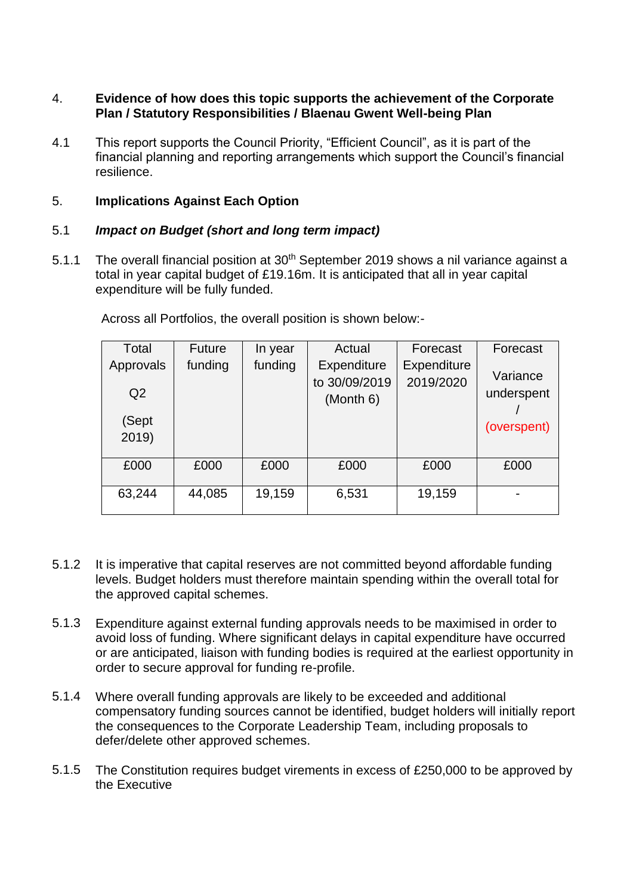4. **Evidence of how does this topic supports the achievement of the Corporate Plan / Statutory Responsibilities / Blaenau Gwent Well-being Plan**

4.1 This report supports the Council Priority, "Efficient Council", as it is part of the financial planning and reporting arrangements which support the Council's financial resilience.

5. **Implications Against Each Option**

5.1 ***Impact on Budget (short and long term impact)***

5.1.1 The overall financial position at 30th September 2019 shows a nil variance against a total in year capital budget of £19.16m. It is anticipated that all in year capital expenditure will be fully funded.

Across all Portfolios, the overall position is shown below:-

| Total Approvals Q2 (Sept 2019) | Future funding | In year funding | Actual Expenditure to 30/09/2019 (Month 6) | Forecast Expenditure 2019/2020 | Forecast Variance underspent / (overspent) |
|---|---|---|---|---|---|
| £000 | £000 | £000 | £000 | £000 | £000 |
| 63,244 | 44,085 | 19,159 | 6,531 | 19,159 | - |

5.1.2 It is imperative that capital reserves are not committed beyond affordable funding levels. Budget holders must therefore maintain spending within the overall total for the approved capital schemes.

5.1.3 Expenditure against external funding approvals needs to be maximised in order to avoid loss of funding. Where significant delays in capital expenditure have occurred or are anticipated, liaison with funding bodies is required at the earliest opportunity in order to secure approval for funding re-profile.

5.1.4 Where overall funding approvals are likely to be exceeded and additional compensatory funding sources cannot be identified, budget holders will initially report the consequences to the Corporate Leadership Team, including proposals to defer/delete other approved schemes.

5.1.5 The Constitution requires budget virements in excess of £250,000 to be approved by the Executive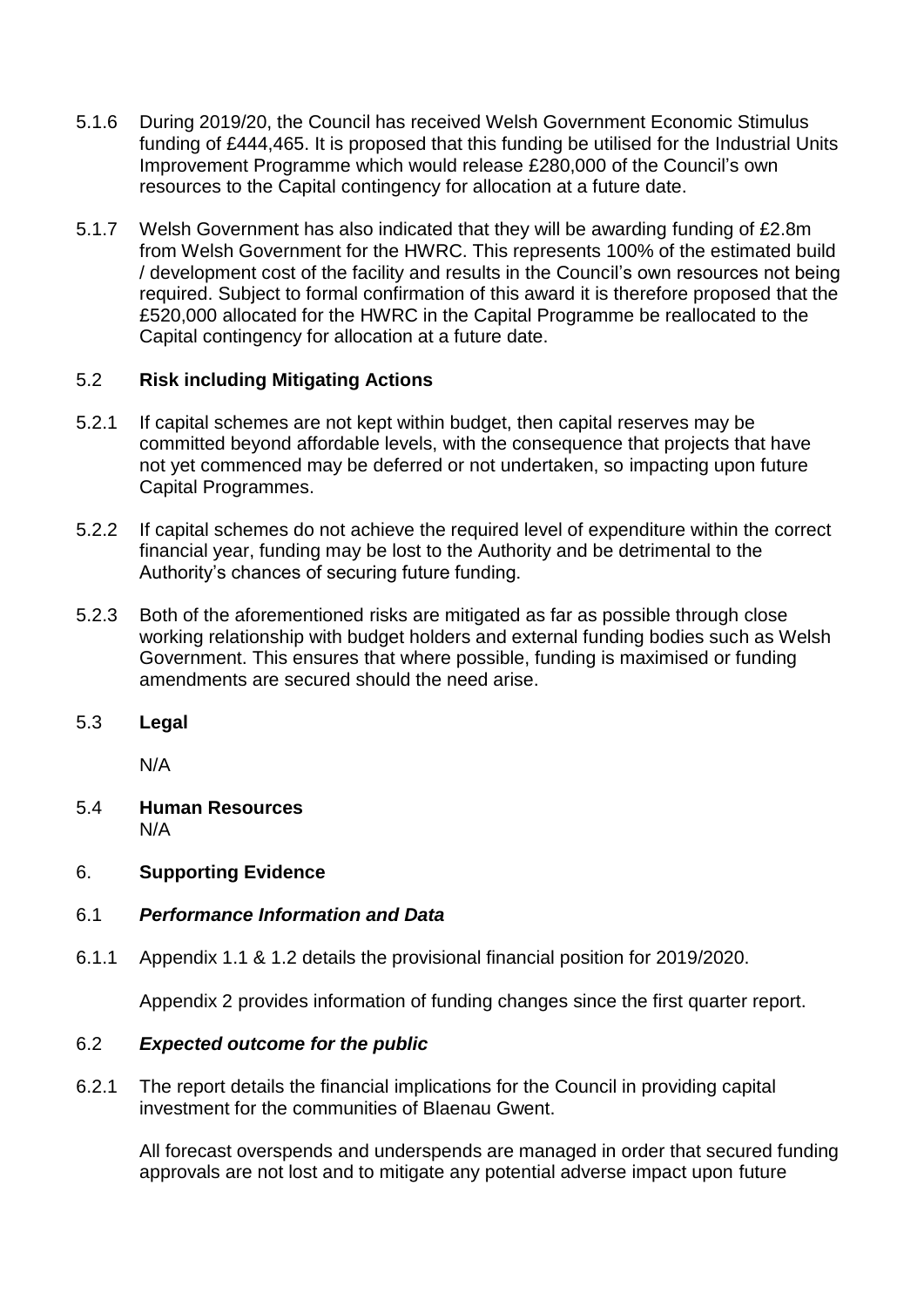5.1.6 During 2019/20, the Council has received Welsh Government Economic Stimulus funding of £444,465. It is proposed that this funding be utilised for the Industrial Units Improvement Programme which would release £280,000 of the Council's own resources to the Capital contingency for allocation at a future date.

5.1.7 Welsh Government has also indicated that they will be awarding funding of £2.8m from Welsh Government for the HWRC. This represents 100% of the estimated build / development cost of the facility and results in the Council's own resources not being required. Subject to formal confirmation of this award it is therefore proposed that the £520,000 allocated for the HWRC in the Capital Programme be reallocated to the Capital contingency for allocation at a future date.

5.2 **Risk including Mitigating Actions**

5.2.1 If capital schemes are not kept within budget, then capital reserves may be committed beyond affordable levels, with the consequence that projects that have not yet commenced may be deferred or not undertaken, so impacting upon future Capital Programmes.

5.2.2 If capital schemes do not achieve the required level of expenditure within the correct financial year, funding may be lost to the Authority and be detrimental to the Authority's chances of securing future funding.

5.2.3 Both of the aforementioned risks are mitigated as far as possible through close working relationship with budget holders and external funding bodies such as Welsh Government. This ensures that where possible, funding is maximised or funding amendments are secured should the need arise.

5.3 **Legal**

N/A

5.4 **Human Resources**

N/A

6. **Supporting Evidence**

6.1 ***Performance Information and Data***

6.1.1 Appendix 1.1 & 1.2 details the provisional financial position for 2019/2020.

Appendix 2 provides information of funding changes since the first quarter report.

6.2 ***Expected outcome for the public***

6.2.1 The report details the financial implications for the Council in providing capital investment for the communities of Blaenau Gwent.

All forecast overspends and underspends are managed in order that secured funding approvals are not lost and to mitigate any potential adverse impact upon future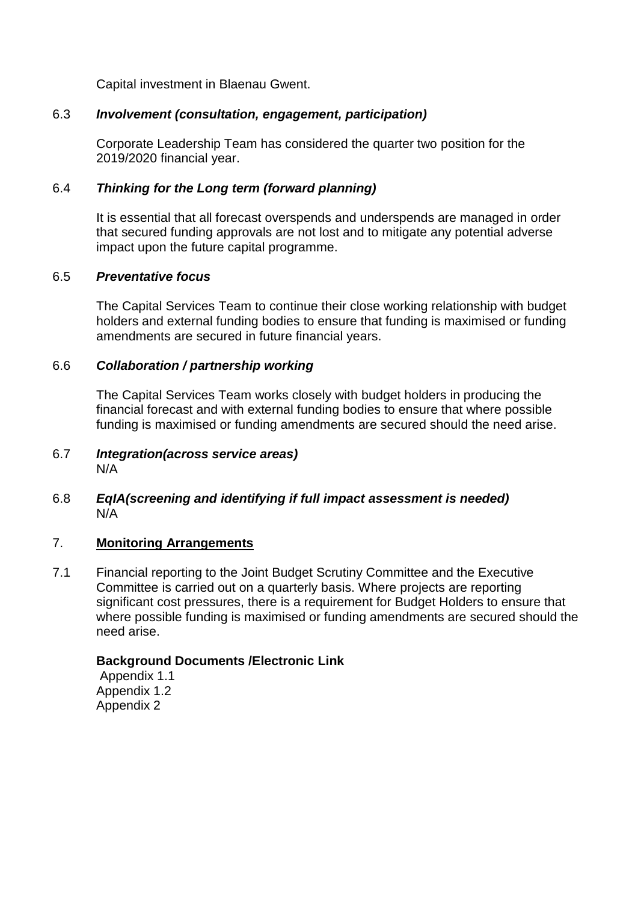Capital investment in Blaenau Gwent.

6.3 ***Involvement (consultation, engagement, participation)***

Corporate Leadership Team has considered the quarter two position for the 2019/2020 financial year.

6.4 ***Thinking for the Long term (forward planning)***

It is essential that all forecast overspends and underspends are managed in order that secured funding approvals are not lost and to mitigate any potential adverse impact upon the future capital programme.

6.5 ***Preventative focus***

The Capital Services Team to continue their close working relationship with budget holders and external funding bodies to ensure that funding is maximised or funding amendments are secured in future financial years.

6.6 ***Collaboration / partnership working***

The Capital Services Team works closely with budget holders in producing the financial forecast and with external funding bodies to ensure that where possible funding is maximised or funding amendments are secured should the need arise.

6.7 ***Integration(across service areas)***
N/A

6.8 ***EqIA(screening and identifying if full impact assessment is needed)***
N/A

## 7. Monitoring Arrangements

7.1 Financial reporting to the Joint Budget Scrutiny Committee and the Executive Committee is carried out on a quarterly basis. Where projects are reporting significant cost pressures, there is a requirement for Budget Holders to ensure that where possible funding is maximised or funding amendments are secured should the need arise.

**Background Documents /Electronic Link**
Appendix 1.1
Appendix 1.2
Appendix 2